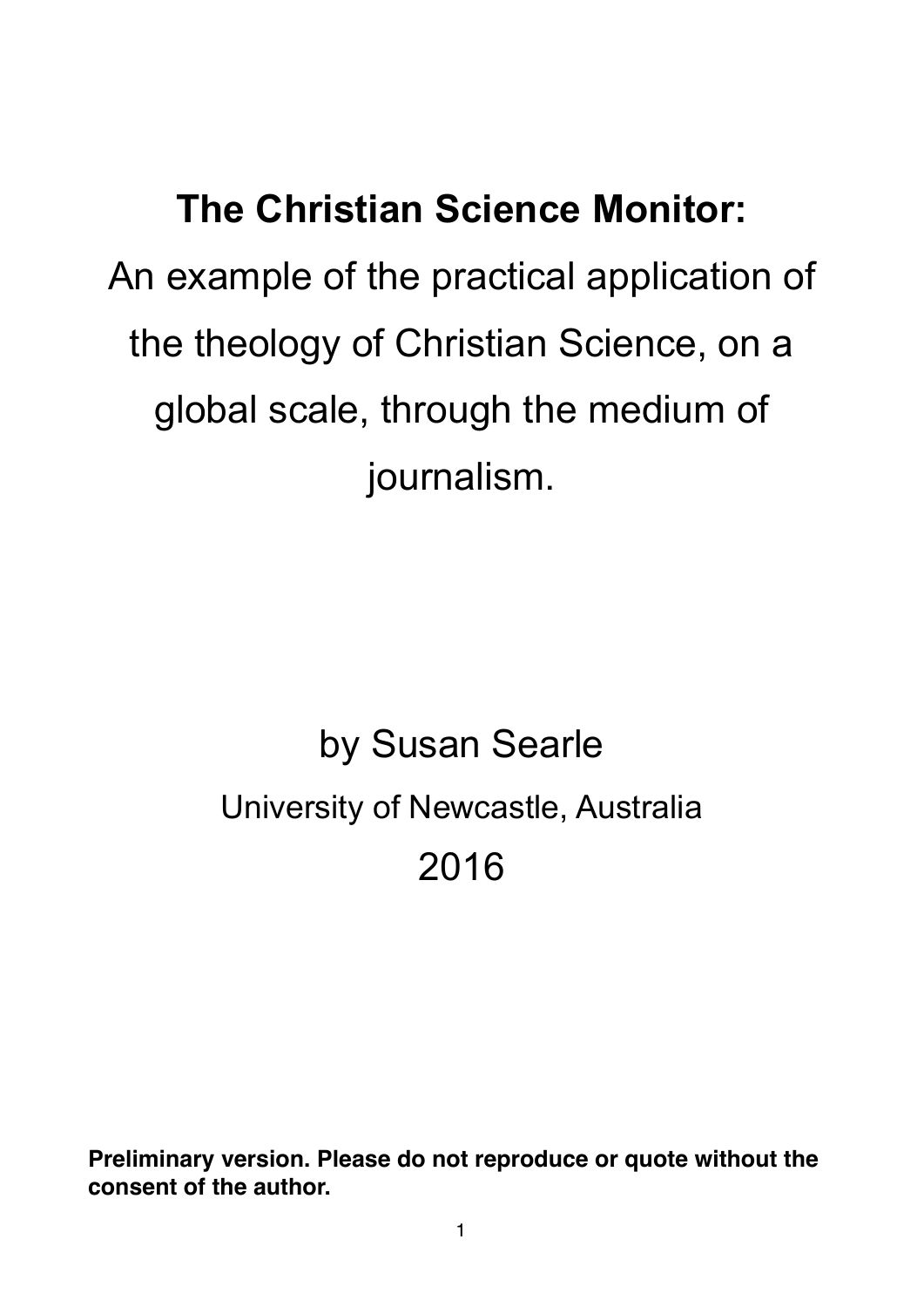# The Christian Science Monitor:

An example of the practical application of the theology of Christian Science, on a global scale, through the medium of journalism.

by Susan Searle

University of Newcastle, Australia

2016

**Preliminary version. Please do not reproduce or quote without the consent of the author.**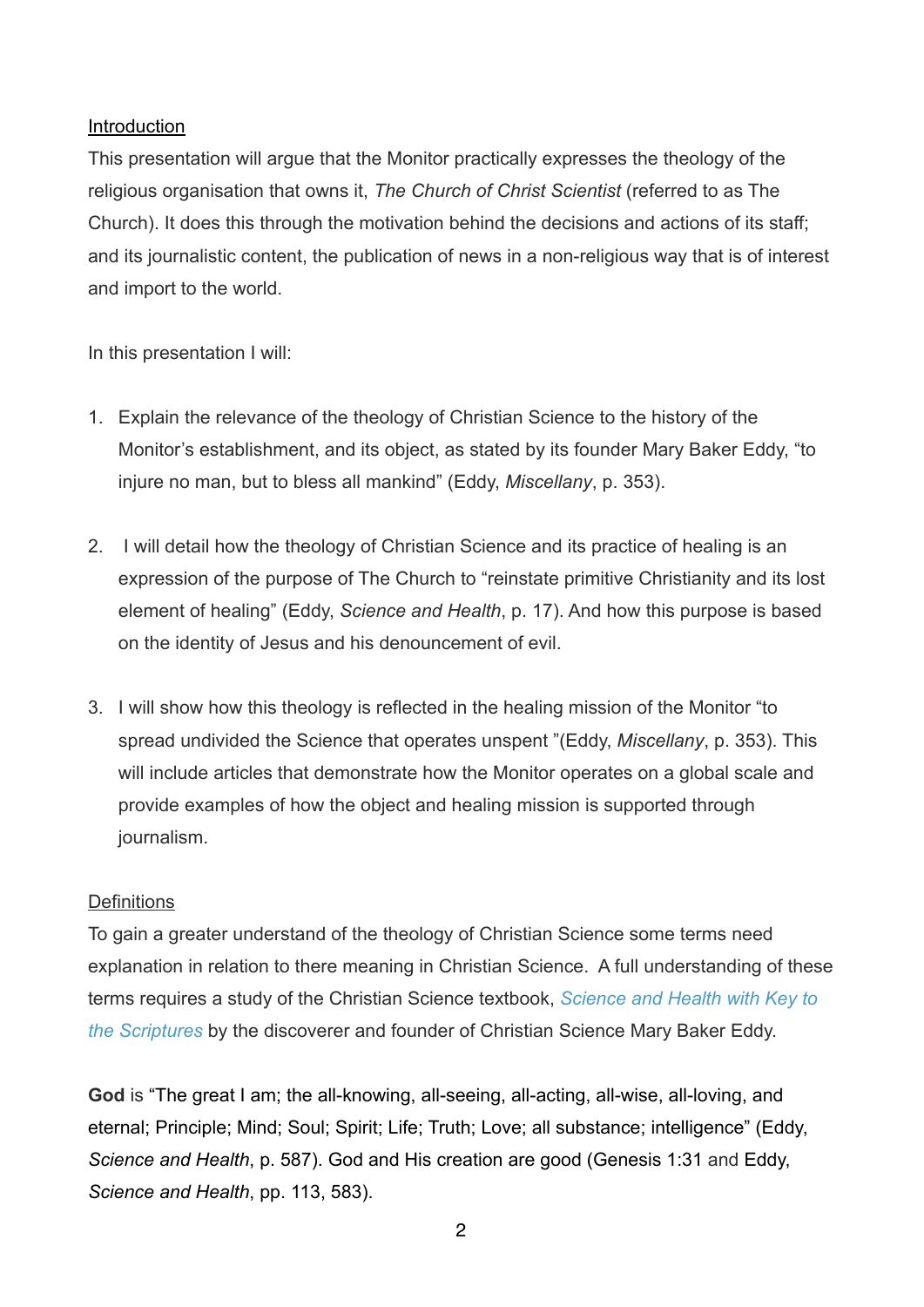Introduction

This presentation will argue that the Monitor practically expresses the theology of the religious organisation that owns it, *The Church of Christ Scientist* (referred to as The Church). It does this through the motivation behind the decisions and actions of its staff; and its journalistic content, the publication of news in a non-religious way that is of interest and import to the world.

In this presentation I will:

1. Explain the relevance of the theology of Christian Science to the history of the Monitor's establishment, and its object, as stated by its founder Mary Baker Eddy, "to injure no man, but to bless all mankind" (Eddy, *Miscellany*, p. 353).

2. I will detail how the theology of Christian Science and its practice of healing is an expression of the purpose of The Church to "reinstate primitive Christianity and its lost element of healing" (Eddy, *Science and Health*, p. 17). And how this purpose is based on the identity of Jesus and his denouncement of evil.

3. I will show how this theology is reflected in the healing mission of the Monitor "to spread undivided the Science that operates unspent "(Eddy, *Miscellany*, p. 353). This will include articles that demonstrate how the Monitor operates on a global scale and provide examples of how the object and healing mission is supported through journalism.

Definitions

To gain a greater understand of the theology of Christian Science some terms need explanation in relation to there meaning in Christian Science. A full understanding of these terms requires a study of the Christian Science textbook, *Science and Health with Key to the Scriptures* by the discoverer and founder of Christian Science Mary Baker Eddy.

**God** is "The great I am; the all-knowing, all-seeing, all-acting, all-wise, all-loving, and eternal; Principle; Mind; Soul; Spirit; Life; Truth; Love; all substance; intelligence" (Eddy, *Science and Health*, p. 587). God and His creation are good (Genesis 1:31 and Eddy, *Science and Health*, pp. 113, 583).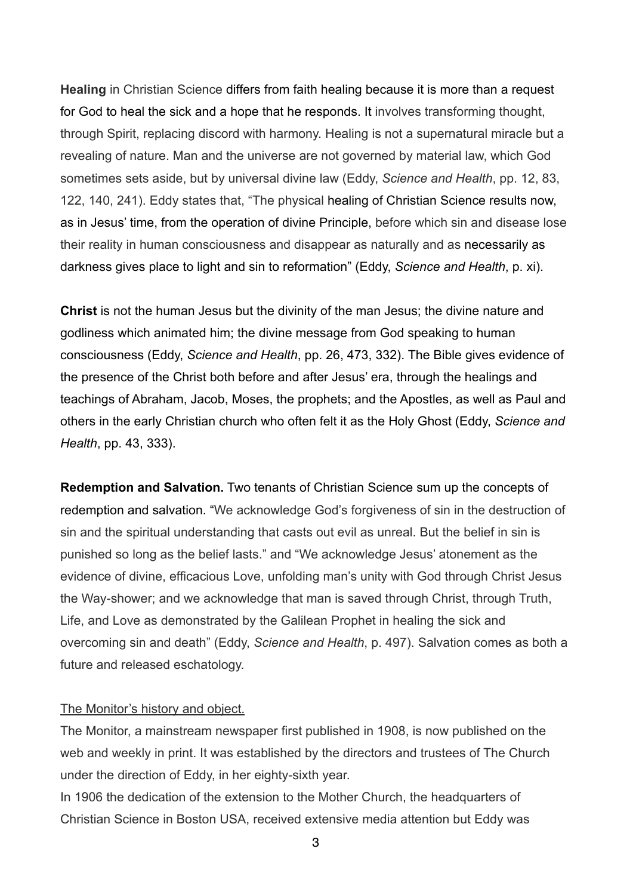**Healing** in Christian Science differs from faith healing because it is more than a request for God to heal the sick and a hope that he responds. It involves transforming thought, through Spirit, replacing discord with harmony. Healing is not a supernatural miracle but a revealing of nature. Man and the universe are not governed by material law, which God sometimes sets aside, but by universal divine law (Eddy, *Science and Health*, pp. 12, 83, 122, 140, 241). Eddy states that, "The physical healing of Christian Science results now, as in Jesus' time, from the operation of divine Principle, before which sin and disease lose their reality in human consciousness and disappear as naturally and as necessarily as darkness gives place to light and sin to reformation" (Eddy, *Science and Health*, p. xi).

**Christ** is not the human Jesus but the divinity of the man Jesus; the divine nature and godliness which animated him; the divine message from God speaking to human consciousness (Eddy, *Science and Health*, pp. 26, 473, 332). The Bible gives evidence of the presence of the Christ both before and after Jesus' era, through the healings and teachings of Abraham, Jacob, Moses, the prophets; and the Apostles, as well as Paul and others in the early Christian church who often felt it as the Holy Ghost (Eddy, *Science and Health*, pp. 43, 333).

**Redemption and Salvation.** Two tenants of Christian Science sum up the concepts of redemption and salvation. "We acknowledge God's forgiveness of sin in the destruction of sin and the spiritual understanding that casts out evil as unreal. But the belief in sin is punished so long as the belief lasts." and "We acknowledge Jesus' atonement as the evidence of divine, efficacious Love, unfolding man's unity with God through Christ Jesus the Way-shower; and we acknowledge that man is saved through Christ, through Truth, Life, and Love as demonstrated by the Galilean Prophet in healing the sick and overcoming sin and death" (Eddy, *Science and Health*, p. 497). Salvation comes as both a future and released eschatology.

<u>The Monitor's history and object.</u>

The Monitor, a mainstream newspaper first published in 1908, is now published on the web and weekly in print. It was established by the directors and trustees of The Church under the direction of Eddy, in her eighty-sixth year.

In 1906 the dedication of the extension to the Mother Church, the headquarters of Christian Science in Boston USA, received extensive media attention but Eddy was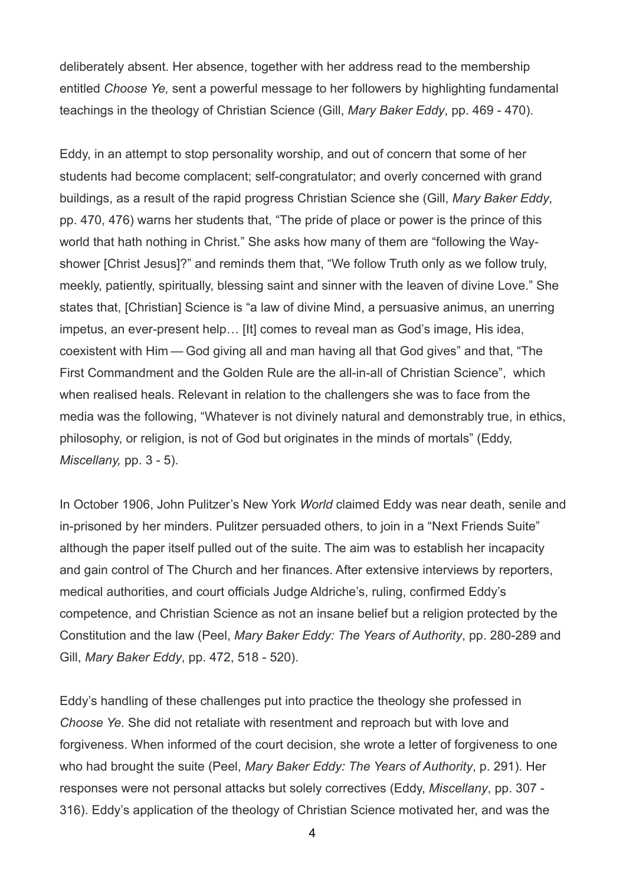deliberately absent. Her absence, together with her address read to the membership entitled *Choose Ye,* sent a powerful message to her followers by highlighting fundamental teachings in the theology of Christian Science (Gill, *Mary Baker Eddy*, pp. 469 - 470).

Eddy, in an attempt to stop personality worship, and out of concern that some of her students had become complacent; self-congratulator; and overly concerned with grand buildings, as a result of the rapid progress Christian Science she (Gill, *Mary Baker Eddy*, pp. 470, 476) warns her students that, "The pride of place or power is the prince of this world that hath nothing in Christ." She asks how many of them are "following the Way-shower [Christ Jesus]?" and reminds them that, "We follow Truth only as we follow truly, meekly, patiently, spiritually, blessing saint and sinner with the leaven of divine Love." She states that, [Christian] Science is "a law of divine Mind, a persuasive animus, an unerring impetus, an ever-present help… [It] comes to reveal man as God's image, His idea, coexistent with Him — God giving all and man having all that God gives" and that, "The First Commandment and the Golden Rule are the all-in-all of Christian Science", which when realised heals. Relevant in relation to the challengers she was to face from the media was the following, "Whatever is not divinely natural and demonstrably true, in ethics, philosophy, or religion, is not of God but originates in the minds of mortals" (Eddy, *Miscellany,* pp. 3 - 5).

In October 1906, John Pulitzer's New York *World* claimed Eddy was near death, senile and in-prisoned by her minders. Pulitzer persuaded others, to join in a "Next Friends Suite" although the paper itself pulled out of the suite. The aim was to establish her incapacity and gain control of The Church and her finances. After extensive interviews by reporters, medical authorities, and court officials Judge Aldriche's, ruling, confirmed Eddy's competence, and Christian Science as not an insane belief but a religion protected by the Constitution and the law (Peel, *Mary Baker Eddy: The Years of Authority*, pp. 280-289 and Gill, *Mary Baker Eddy*, pp. 472, 518 - 520).

Eddy's handling of these challenges put into practice the theology she professed in *Choose Ye*. She did not retaliate with resentment and reproach but with love and forgiveness. When informed of the court decision, she wrote a letter of forgiveness to one who had brought the suite (Peel, *Mary Baker Eddy: The Years of Authority*, p. 291). Her responses were not personal attacks but solely correctives (Eddy, *Miscellany*, pp. 307 - 316). Eddy's application of the theology of Christian Science motivated her, and was the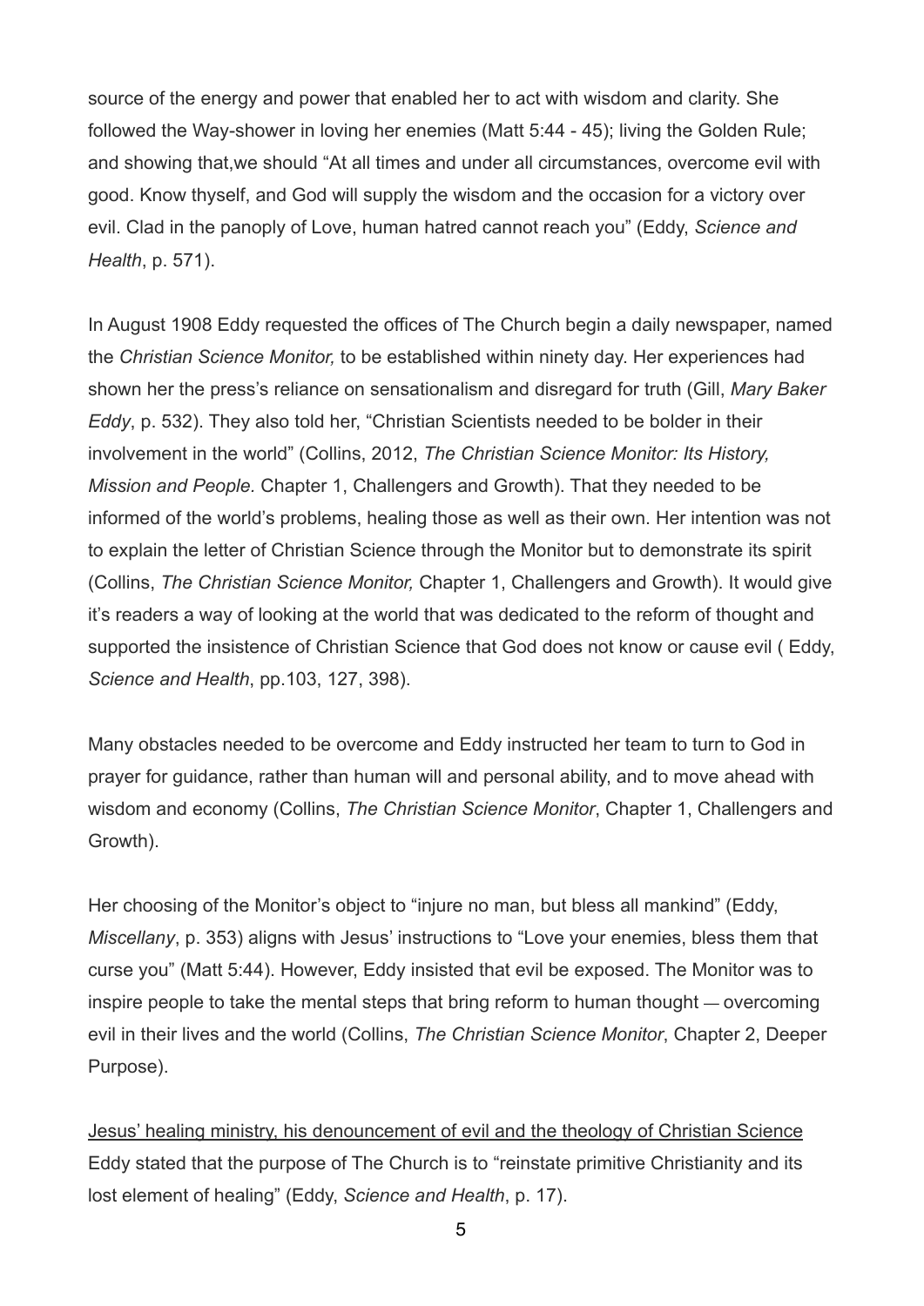source of the energy and power that enabled her to act with wisdom and clarity. She followed the Way-shower in loving her enemies (Matt 5:44 - 45); living the Golden Rule; and showing that,we should "At all times and under all circumstances, overcome evil with good. Know thyself, and God will supply the wisdom and the occasion for a victory over evil. Clad in the panoply of Love, human hatred cannot reach you" (Eddy, *Science and Health*, p. 571).

In August 1908 Eddy requested the offices of The Church begin a daily newspaper, named the *Christian Science Monitor,* to be established within ninety day. Her experiences had shown her the press's reliance on sensationalism and disregard for truth (Gill, *Mary Baker Eddy*, p. 532). They also told her, "Christian Scientists needed to be bolder in their involvement in the world" (Collins, 2012, *The Christian Science Monitor: Its History, Mission and People.* Chapter 1, Challengers and Growth). That they needed to be informed of the world's problems, healing those as well as their own. Her intention was not to explain the letter of Christian Science through the Monitor but to demonstrate its spirit (Collins, *The Christian Science Monitor,* Chapter 1, Challengers and Growth). It would give it's readers a way of looking at the world that was dedicated to the reform of thought and supported the insistence of Christian Science that God does not know or cause evil ( Eddy, *Science and Health*, pp.103, 127, 398).

Many obstacles needed to be overcome and Eddy instructed her team to turn to God in prayer for guidance, rather than human will and personal ability, and to move ahead with wisdom and economy (Collins, *The Christian Science Monitor*, Chapter 1, Challengers and Growth).

Her choosing of the Monitor's object to "injure no man, but bless all mankind" (Eddy, *Miscellany*, p. 353) aligns with Jesus' instructions to "Love your enemies, bless them that curse you" (Matt 5:44). However, Eddy insisted that evil be exposed. The Monitor was to inspire people to take the mental steps that bring reform to human thought — overcoming evil in their lives and the world (Collins, *The Christian Science Monitor*, Chapter 2, Deeper Purpose).

<u>Jesus' healing ministry, his denouncement of evil and the theology of Christian Science</u>

Eddy stated that the purpose of The Church is to "reinstate primitive Christianity and its lost element of healing" (Eddy, *Science and Health*, p. 17).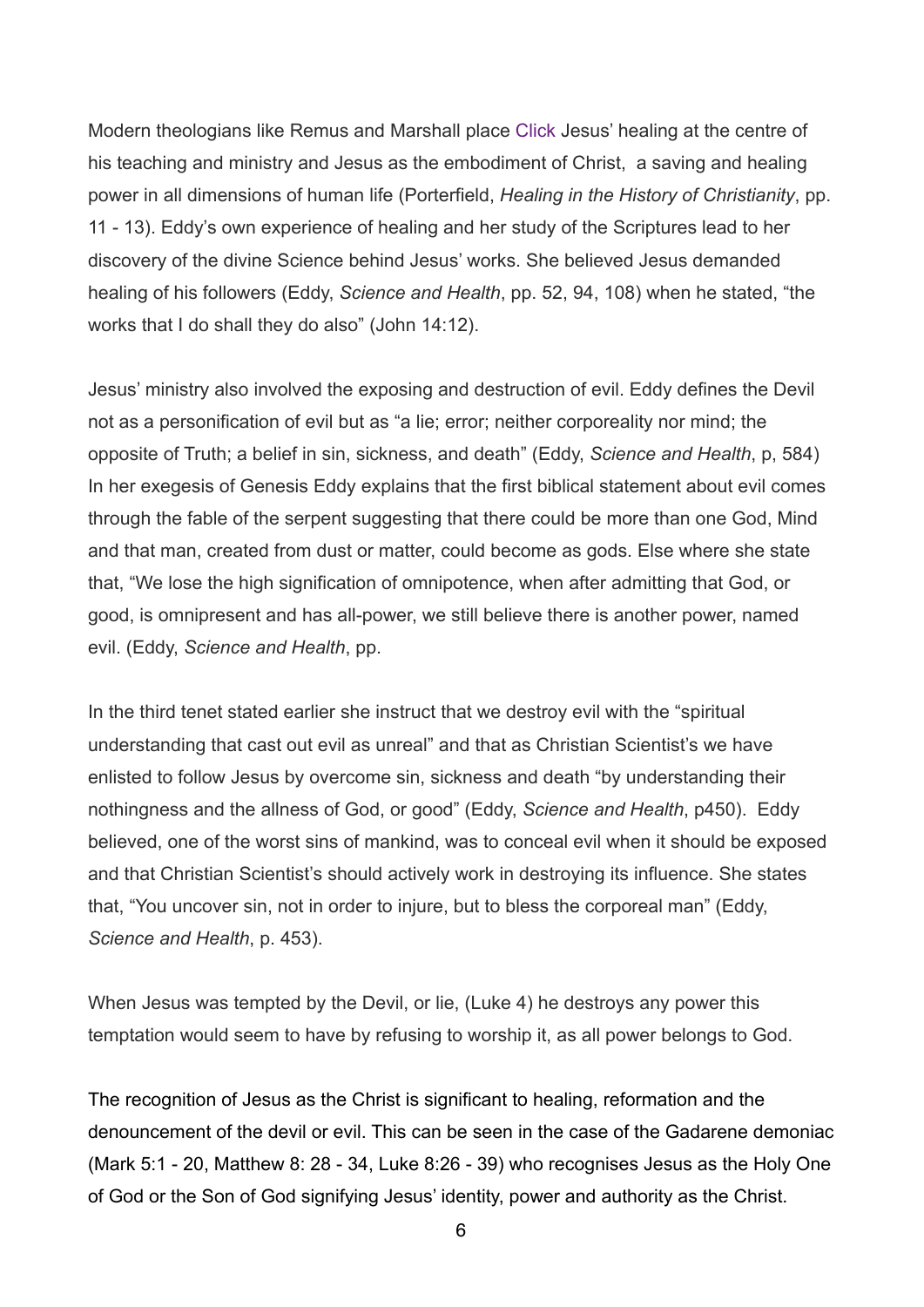Modern theologians like Remus and Marshall place Click Jesus' healing at the centre of his teaching and ministry and Jesus as the embodiment of Christ,  a saving and healing power in all dimensions of human life (Porterfield, *Healing in the History of Christianity*, pp. 11 - 13). Eddy's own experience of healing and her study of the Scriptures lead to her discovery of the divine Science behind Jesus' works. She believed Jesus demanded healing of his followers (Eddy, *Science and Health*, pp. 52, 94, 108) when he stated, "the works that I do shall they do also" (John 14:12).

Jesus' ministry also involved the exposing and destruction of evil. Eddy defines the Devil not as a personification of evil but as "a lie; error; neither corporeality nor mind; the opposite of Truth; a belief in sin, sickness, and death" (Eddy, *Science and Health*, p, 584) In her exegesis of Genesis Eddy explains that the first biblical statement about evil comes through the fable of the serpent suggesting that there could be more than one God, Mind and that man, created from dust or matter, could become as gods. Else where she state that, "We lose the high signification of omnipotence, when after admitting that God, or good, is omnipresent and has all-power, we still believe there is another power, named evil. (Eddy, *Science and Health*, pp.

In the third tenet stated earlier she instruct that we destroy evil with the "spiritual understanding that cast out evil as unreal" and that as Christian Scientist's we have enlisted to follow Jesus by overcome sin, sickness and death "by understanding their nothingness and the allness of God, or good" (Eddy, *Science and Health*, p450).  Eddy believed, one of the worst sins of mankind, was to conceal evil when it should be exposed and that Christian Scientist's should actively work in destroying its influence. She states that, "You uncover sin, not in order to injure, but to bless the corporeal man" (Eddy, *Science and Health*, p. 453).

When Jesus was tempted by the Devil, or lie, (Luke 4) he destroys any power this temptation would seem to have by refusing to worship it, as all power belongs to God.

The recognition of Jesus as the Christ is significant to healing, reformation and the denouncement of the devil or evil. This can be seen in the case of the Gadarene demoniac (Mark 5:1 - 20, Matthew 8: 28 - 34, Luke 8:26 - 39) who recognises Jesus as the Holy One of God or the Son of God signifying Jesus' identity, power and authority as the Christ.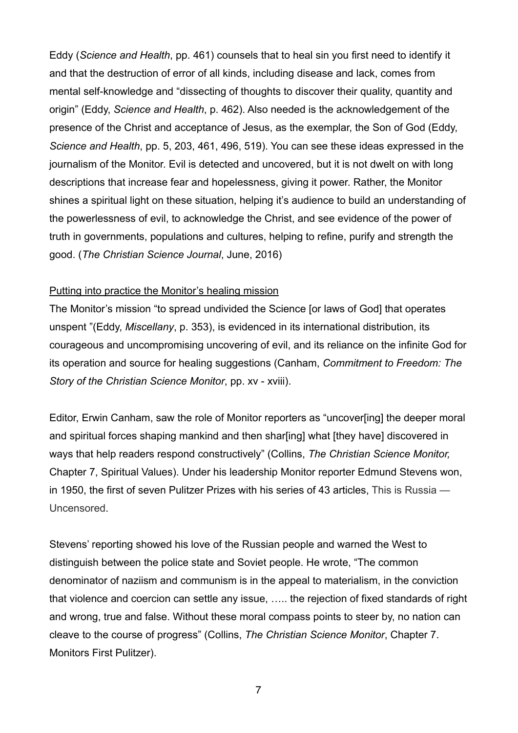Eddy (*Science and Health*, pp. 461) counsels that to heal sin you first need to identify it and that the destruction of error of all kinds, including disease and lack, comes from mental self-knowledge and "dissecting of thoughts to discover their quality, quantity and origin" (Eddy, *Science and Health*, p. 462). Also needed is the acknowledgement of the presence of the Christ and acceptance of Jesus, as the exemplar, the Son of God (Eddy, *Science and Health*, pp. 5, 203, 461, 496, 519). You can see these ideas expressed in the journalism of the Monitor. Evil is detected and uncovered, but it is not dwelt on with long descriptions that increase fear and hopelessness, giving it power. Rather, the Monitor shines a spiritual light on these situation, helping it's audience to build an understanding of the powerlessness of evil, to acknowledge the Christ, and see evidence of the power of truth in governments, populations and cultures, helping to refine, purify and strength the good. (*The Christian Science Journal*, June, 2016)

<u>Putting into practice the Monitor's healing mission</u>

The Monitor's mission "to spread undivided the Science [or laws of God] that operates unspent "(Eddy, *Miscellany*, p. 353), is evidenced in its international distribution, its courageous and uncompromising uncovering of evil, and its reliance on the infinite God for its operation and source for healing suggestions (Canham, *Commitment to Freedom: The Story of the Christian Science Monitor*, pp. xv - xviii).

Editor, Erwin Canham, saw the role of Monitor reporters as "uncover[ing] the deeper moral and spiritual forces shaping mankind and then shar[ing] what [they have] discovered in ways that help readers respond constructively" (Collins, *The Christian Science Monitor,* Chapter 7, Spiritual Values). Under his leadership Monitor reporter Edmund Stevens won, in 1950, the first of seven Pulitzer Prizes with his series of 43 articles, This is Russia — Uncensored.

Stevens' reporting showed his love of the Russian people and warned the West to distinguish between the police state and Soviet people. He wrote, "The common denominator of naziism and communism is in the appeal to materialism, in the conviction that violence and coercion can settle any issue, ….. the rejection of fixed standards of right and wrong, true and false. Without these moral compass points to steer by, no nation can cleave to the course of progress" (Collins, *The Christian Science Monitor*, Chapter 7. Monitors First Pulitzer).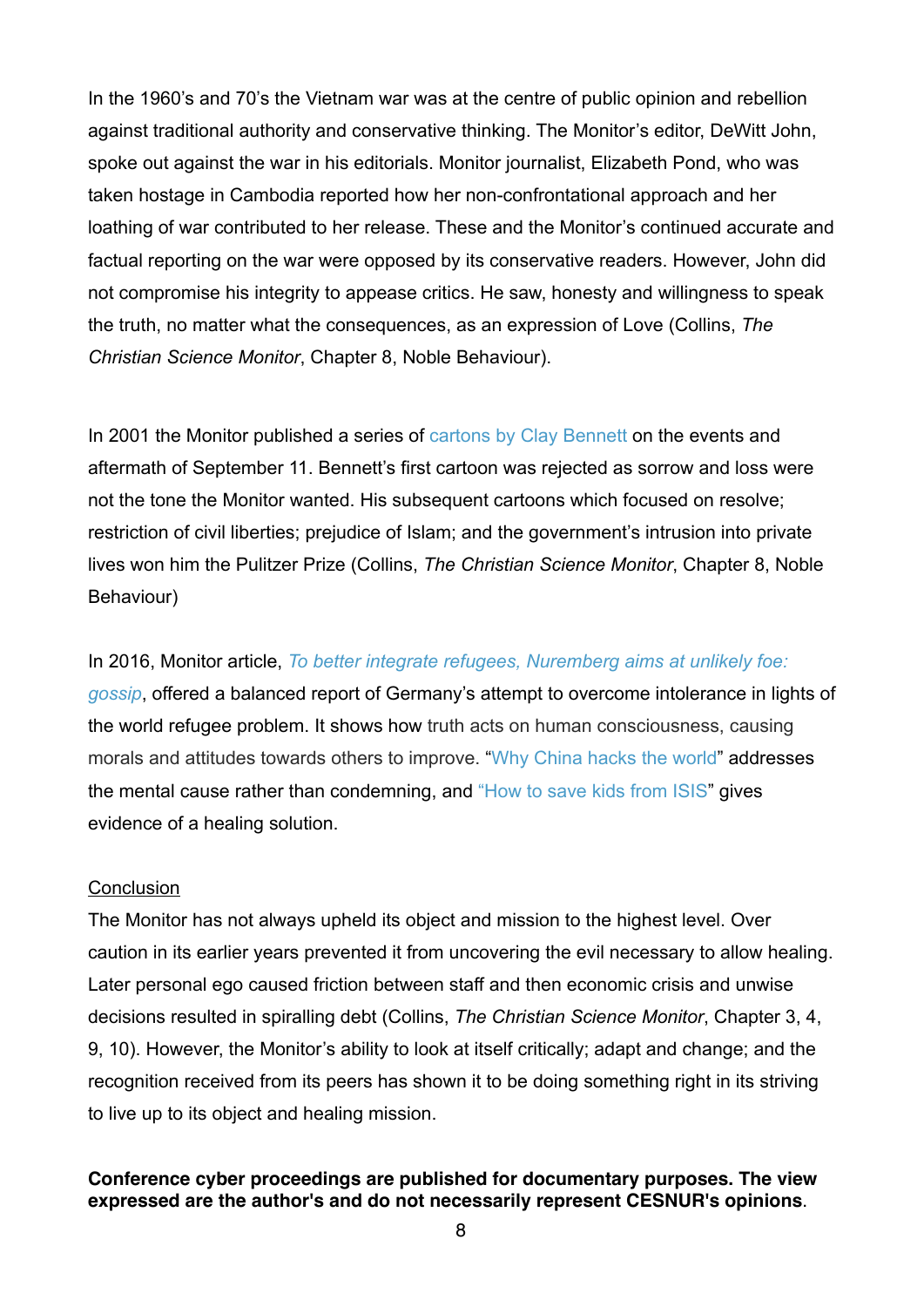In the 1960's and 70's the Vietnam war was at the centre of public opinion and rebellion against traditional authority and conservative thinking. The Monitor's editor, DeWitt John, spoke out against the war in his editorials. Monitor journalist, Elizabeth Pond, who was taken hostage in Cambodia reported how her non-confrontational approach and her loathing of war contributed to her release. These and the Monitor's continued accurate and factual reporting on the war were opposed by its conservative readers. However, John did not compromise his integrity to appease critics. He saw, honesty and willingness to speak the truth, no matter what the consequences, as an expression of Love (Collins, *The Christian Science Monitor*, Chapter 8, Noble Behaviour).

In 2001 the Monitor published a series of cartons by Clay Bennett on the events and aftermath of September 11. Bennett's first cartoon was rejected as sorrow and loss were not the tone the Monitor wanted. His subsequent cartoons which focused on resolve; restriction of civil liberties; prejudice of Islam; and the government's intrusion into private lives won him the Pulitzer Prize (Collins, *The Christian Science Monitor*, Chapter 8, Noble Behaviour)

In 2016, Monitor article, *To better integrate refugees, Nuremberg aims at unlikely foe: gossip*, offered a balanced report of Germany's attempt to overcome intolerance in lights of the world refugee problem. It shows how truth acts on human consciousness, causing morals and attitudes towards others to improve. "Why China hacks the world" addresses the mental cause rather than condemning, and "How to save kids from ISIS" gives evidence of a healing solution.

Conclusion

The Monitor has not always upheld its object and mission to the highest level. Over caution in its earlier years prevented it from uncovering the evil necessary to allow healing. Later personal ego caused friction between staff and then economic crisis and unwise decisions resulted in spiralling debt (Collins, *The Christian Science Monitor*, Chapter 3, 4, 9, 10). However, the Monitor's ability to look at itself critically; adapt and change; and the recognition received from its peers has shown it to be doing something right in its striving to live up to its object and healing mission.

**Conference cyber proceedings are published for documentary purposes. The view expressed are the author's and do not necessarily represent CESNUR's opinions**.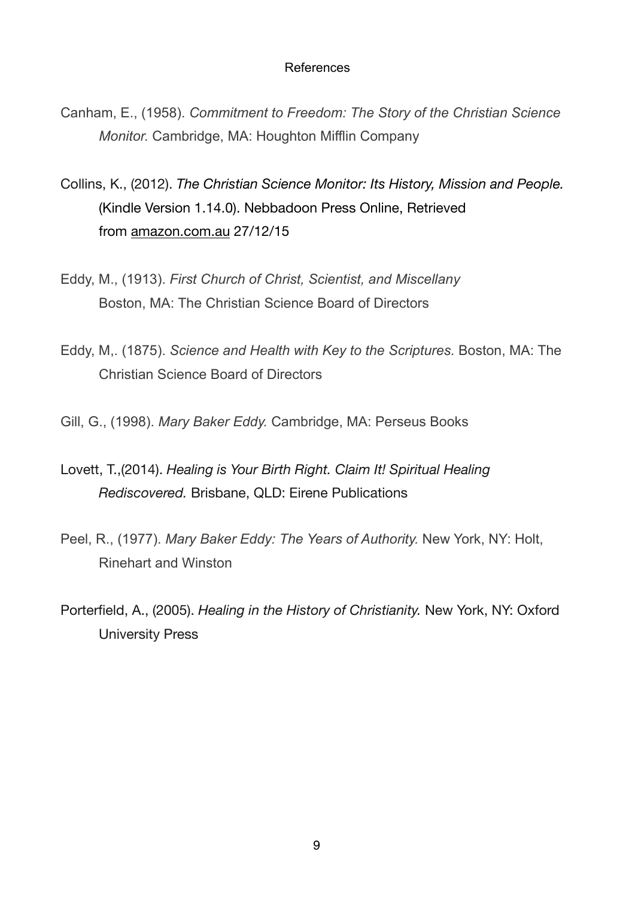# References

Canham, E., (1958). *Commitment to Freedom: The Story of the Christian Science Monitor.* Cambridge, MA: Houghton Mifflin Company

Collins, K., (2012). *The Christian Science Monitor: Its History, Mission and People.* (Kindle Version 1.14.0). Nebbadoon Press Online, Retrieved from amazon.com.au 27/12/15

Eddy, M., (1913). *First Church of Christ, Scientist, and Miscellany* Boston, MA: The Christian Science Board of Directors

Eddy, M,. (1875). *Science and Health with Key to the Scriptures.* Boston, MA: The Christian Science Board of Directors

Gill, G., (1998). *Mary Baker Eddy.* Cambridge, MA: Perseus Books

Lovett, T.,(2014). *Healing is Your Birth Right. Claim It! Spiritual Healing Rediscovered.* Brisbane, QLD: Eirene Publications

Peel, R., (1977). *Mary Baker Eddy: The Years of Authority.* New York, NY: Holt, Rinehart and Winston

Porterfield, A., (2005). *Healing in the History of Christianity.* New York, NY: Oxford University Press